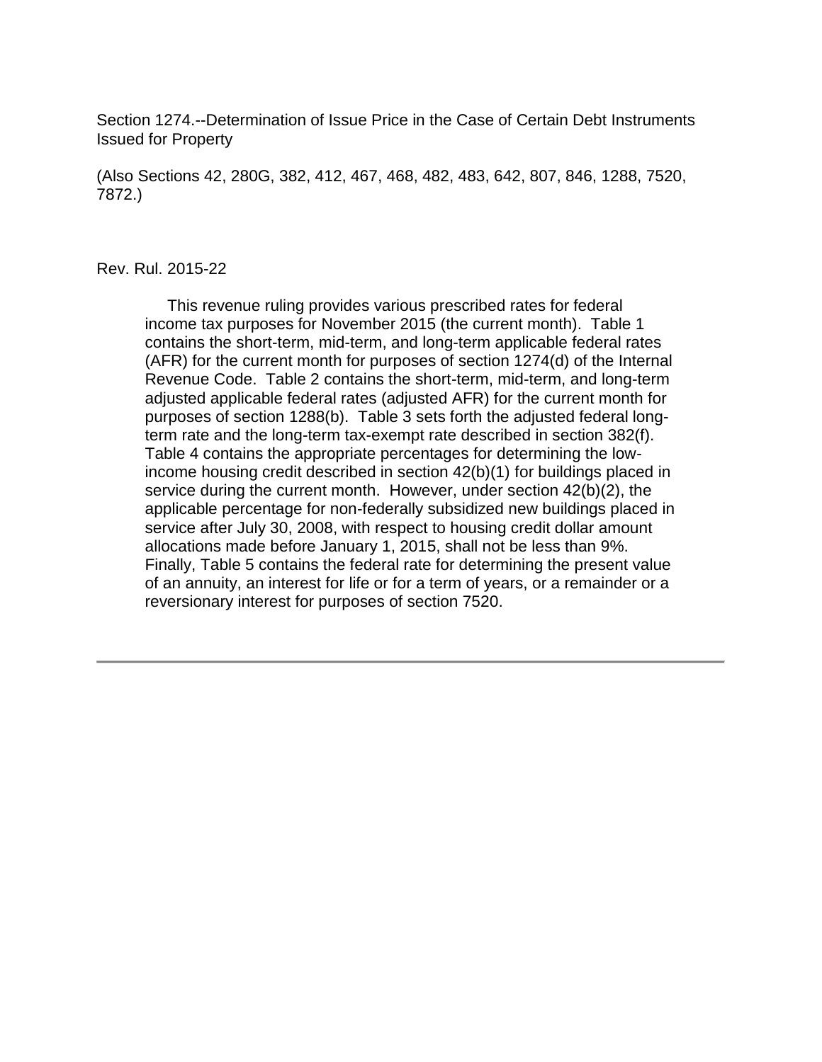Section 1274.--Determination of Issue Price in the Case of Certain Debt Instruments Issued for Property

(Also Sections 42, 280G, 382, 412, 467, 468, 482, 483, 642, 807, 846, 1288, 7520, 7872.)

Rev. Rul. 2015-22

This revenue ruling provides various prescribed rates for federal income tax purposes for November 2015 (the current month). Table 1 contains the short-term, mid-term, and long-term applicable federal rates (AFR) for the current month for purposes of section 1274(d) of the Internal Revenue Code. Table 2 contains the short-term, mid-term, and long-term adjusted applicable federal rates (adjusted AFR) for the current month for purposes of section 1288(b). Table 3 sets forth the adjusted federal long-term rate and the long-term tax-exempt rate described in section 382(f). Table 4 contains the appropriate percentages for determining the low-income housing credit described in section 42(b)(1) for buildings placed in service during the current month. However, under section 42(b)(2), the applicable percentage for non-federally subsidized new buildings placed in service after July 30, 2008, with respect to housing credit dollar amount allocations made before January 1, 2015, shall not be less than 9%. Finally, Table 5 contains the federal rate for determining the present value of an annuity, an interest for life or for a term of years, or a remainder or a reversionary interest for purposes of section 7520.

---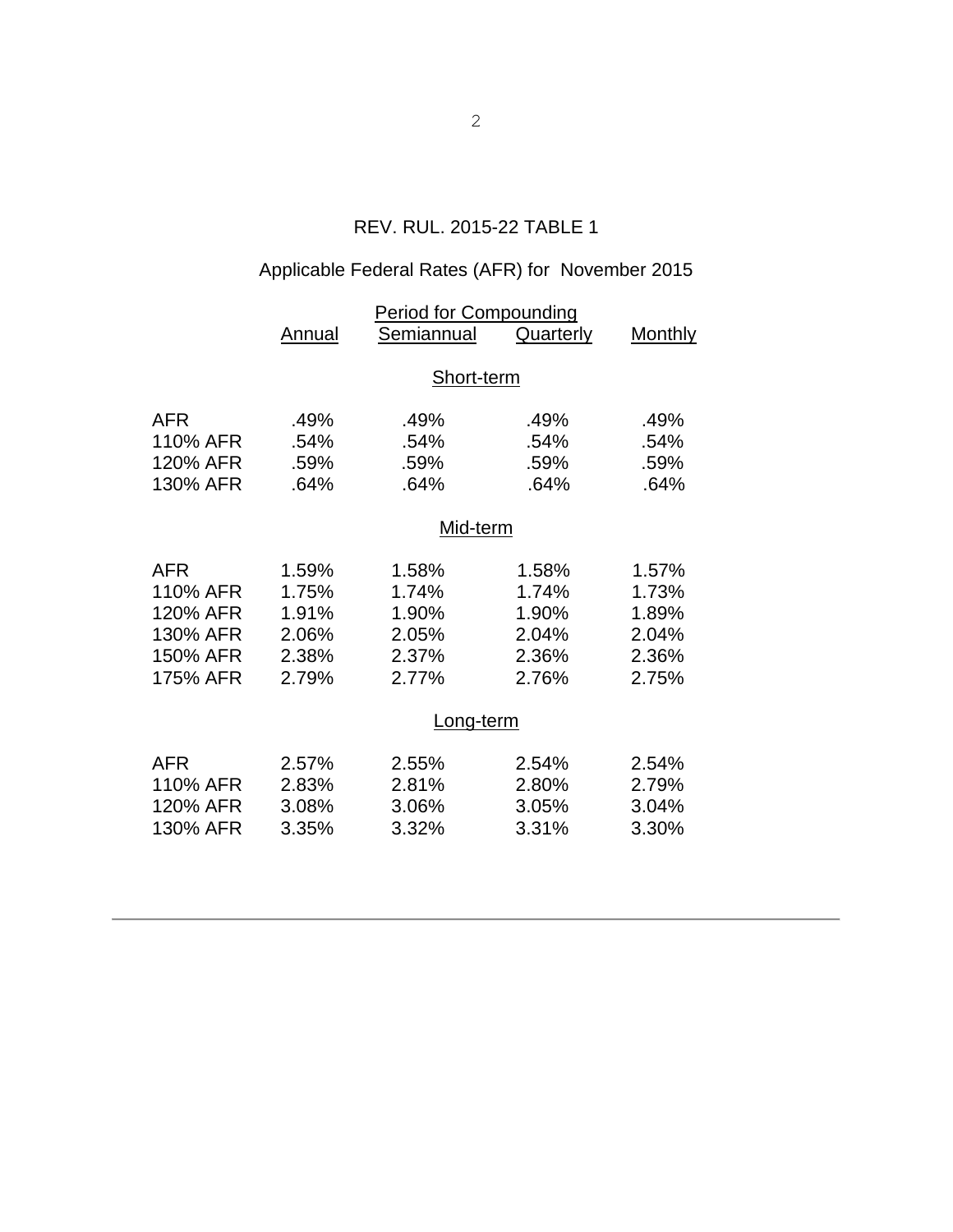REV. RUL. 2015-22 TABLE 1

Applicable Federal Rates (AFR) for November 2015

| | Period for Compounding | | | |
|---|---|---|---|---|
| | Annual | Semiannual | Quarterly | Monthly |
| | | Short-term | | |
| AFR | .49% | .49% | .49% | .49% |
| 110% AFR | .54% | .54% | .54% | .54% |
| 120% AFR | .59% | .59% | .59% | .59% |
| 130% AFR | .64% | .64% | .64% | .64% |
| | | Mid-term | | |
| AFR | 1.59% | 1.58% | 1.58% | 1.57% |
| 110% AFR | 1.75% | 1.74% | 1.74% | 1.73% |
| 120% AFR | 1.91% | 1.90% | 1.90% | 1.89% |
| 130% AFR | 2.06% | 2.05% | 2.04% | 2.04% |
| 150% AFR | 2.38% | 2.37% | 2.36% | 2.36% |
| 175% AFR | 2.79% | 2.77% | 2.76% | 2.75% |
| | | Long-term | | |
| AFR | 2.57% | 2.55% | 2.54% | 2.54% |
| 110% AFR | 2.83% | 2.81% | 2.80% | 2.79% |
| 120% AFR | 3.08% | 3.06% | 3.05% | 3.04% |
| 130% AFR | 3.35% | 3.32% | 3.31% | 3.30% |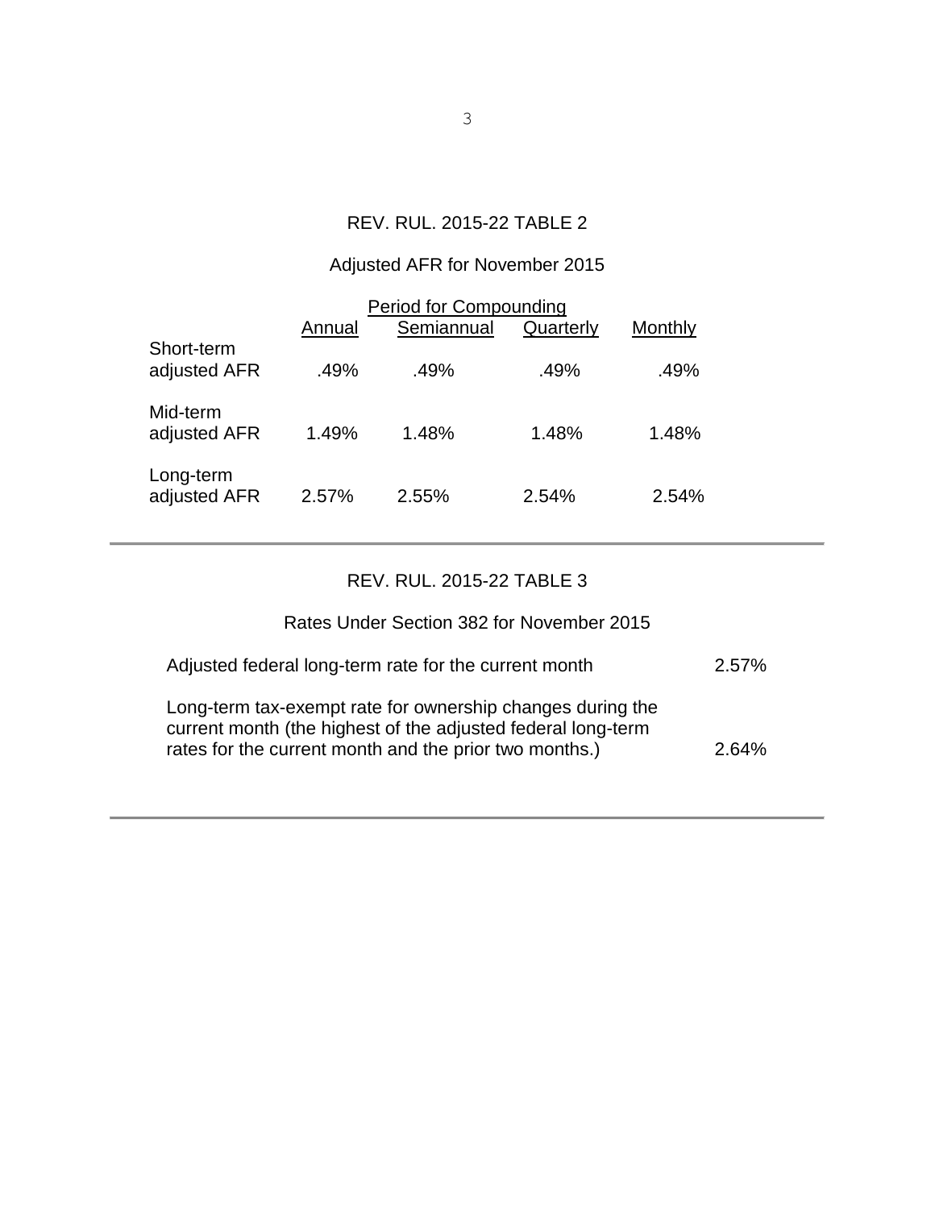## REV. RUL. 2015-22 TABLE 2

### Adjusted AFR for November 2015

| | Period for Compounding | | | |
|---|---|---|---|---|
| | Annual | Semiannual | Quarterly | Monthly |
| Short-term adjusted AFR | .49% | .49% | .49% | .49% |
| Mid-term adjusted AFR | 1.49% | 1.48% | 1.48% | 1.48% |
| Long-term adjusted AFR | 2.57% | 2.55% | 2.54% | 2.54% |

---

## REV. RUL. 2015-22 TABLE 3

### Rates Under Section 382 for November 2015

| | |
|---|---|
| Adjusted federal long-term rate for the current month | 2.57% |
| Long-term tax-exempt rate for ownership changes during the current month (the highest of the adjusted federal long-term rates for the current month and the prior two months.) | 2.64% |

---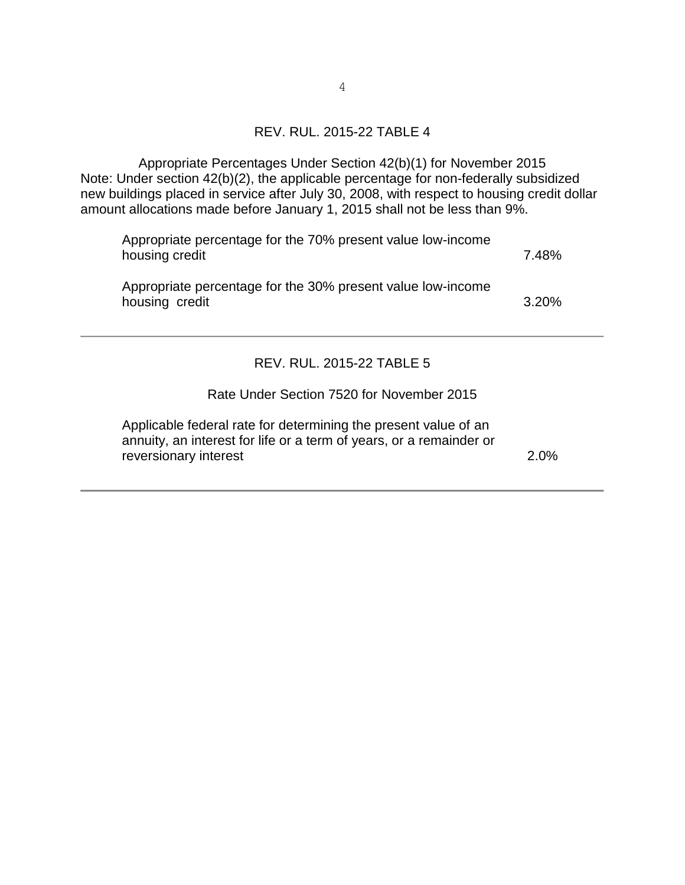## REV. RUL. 2015-22 TABLE 4

Appropriate Percentages Under Section 42(b)(1) for November 2015

Note: Under section 42(b)(2), the applicable percentage for non-federally subsidized new buildings placed in service after July 30, 2008, with respect to housing credit dollar amount allocations made before January 1, 2015 shall not be less than 9%.

| | |
|---|---|
| Appropriate percentage for the 70% present value low-income housing credit | 7.48% |
| Appropriate percentage for the 30% present value low-income housing credit | 3.20% |

---

## REV. RUL. 2015-22 TABLE 5

Rate Under Section 7520 for November 2015

| | |
|---|---|
| Applicable federal rate for determining the present value of an annuity, an interest for life or a term of years, or a remainder or reversionary interest | 2.0% |